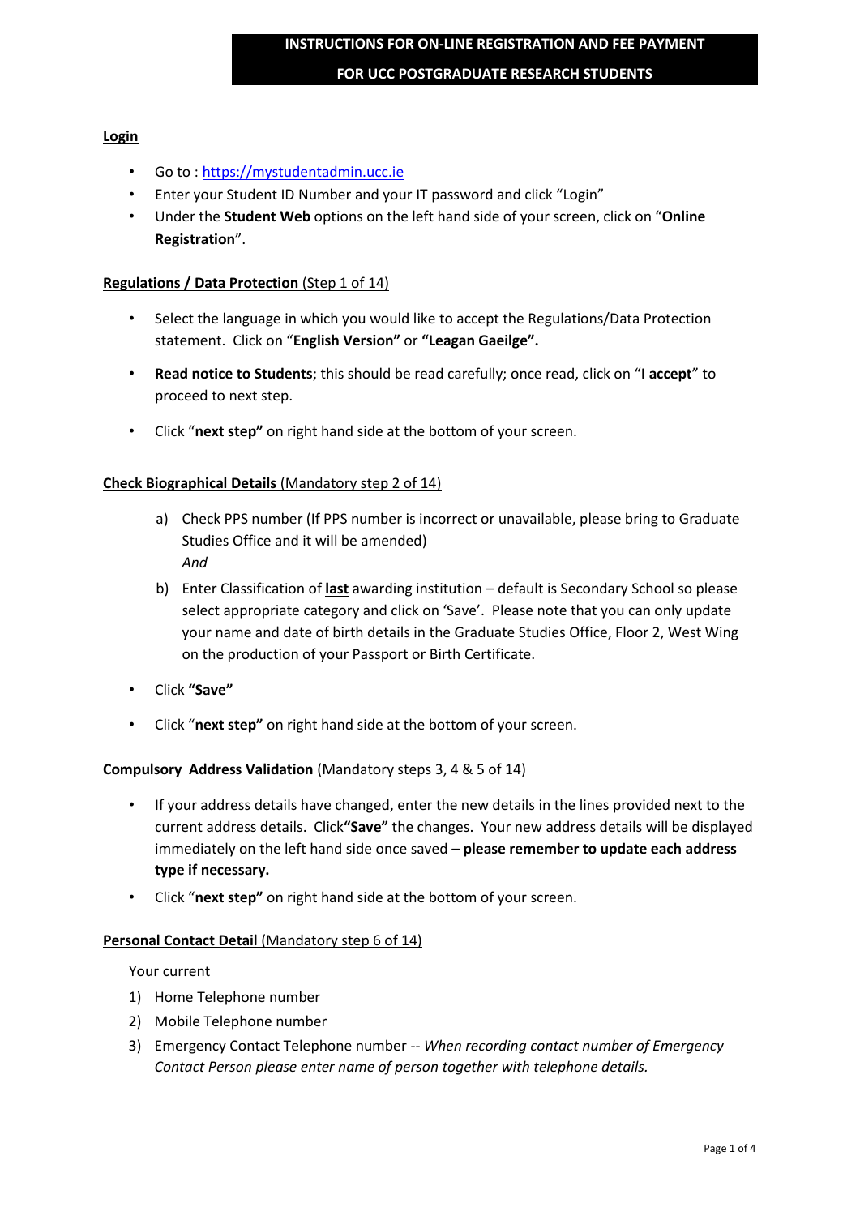# INSTRUCTIONS FOR ON-LINE REGISTRATION AND FEE PAYMENT FOR UCC POSTGRADUATE RESEARCH STUDENTS

## Login

- Go to : https://mystudentadmin.ucc.ie
- Enter your Student ID Number and your IT password and click "Login"
- Under the **Student Web** options on the left hand side of your screen, click on "**Online Registration**".

## Regulations / Data Protection (Step 1 of 14)

- Select the language in which you would like to accept the Regulations/Data Protection statement. Click on "**English Version"** or **"Leagan Gaeilge".**
- **Read notice to Students**; this should be read carefully; once read, click on "**I accept**" to proceed to next step.
- Click "**next step"** on right hand side at the bottom of your screen.

## Check Biographical Details (Mandatory step 2 of 14)

a) Check PPS number (If PPS number is incorrect or unavailable, please bring to Graduate Studies Office and it will be amended)
   *And*
b) Enter Classification of **last** awarding institution – default is Secondary School so please select appropriate category and click on 'Save'. Please note that you can only update your name and date of birth details in the Graduate Studies Office, Floor 2, West Wing on the production of your Passport or Birth Certificate.

- Click **"Save"**
- Click "**next step"** on right hand side at the bottom of your screen.

## Compulsory Address Validation (Mandatory steps 3, 4 & 5 of 14)

- If your address details have changed, enter the new details in the lines provided next to the current address details. Click**"Save"** the changes. Your new address details will be displayed immediately on the left hand side once saved – **please remember to update each address type if necessary.**
- Click "**next step"** on right hand side at the bottom of your screen.

## Personal Contact Detail (Mandatory step 6 of 14)

Your current

1) Home Telephone number
2) Mobile Telephone number
3) Emergency Contact Telephone number -- *When recording contact number of Emergency Contact Person please enter name of person together with telephone details.*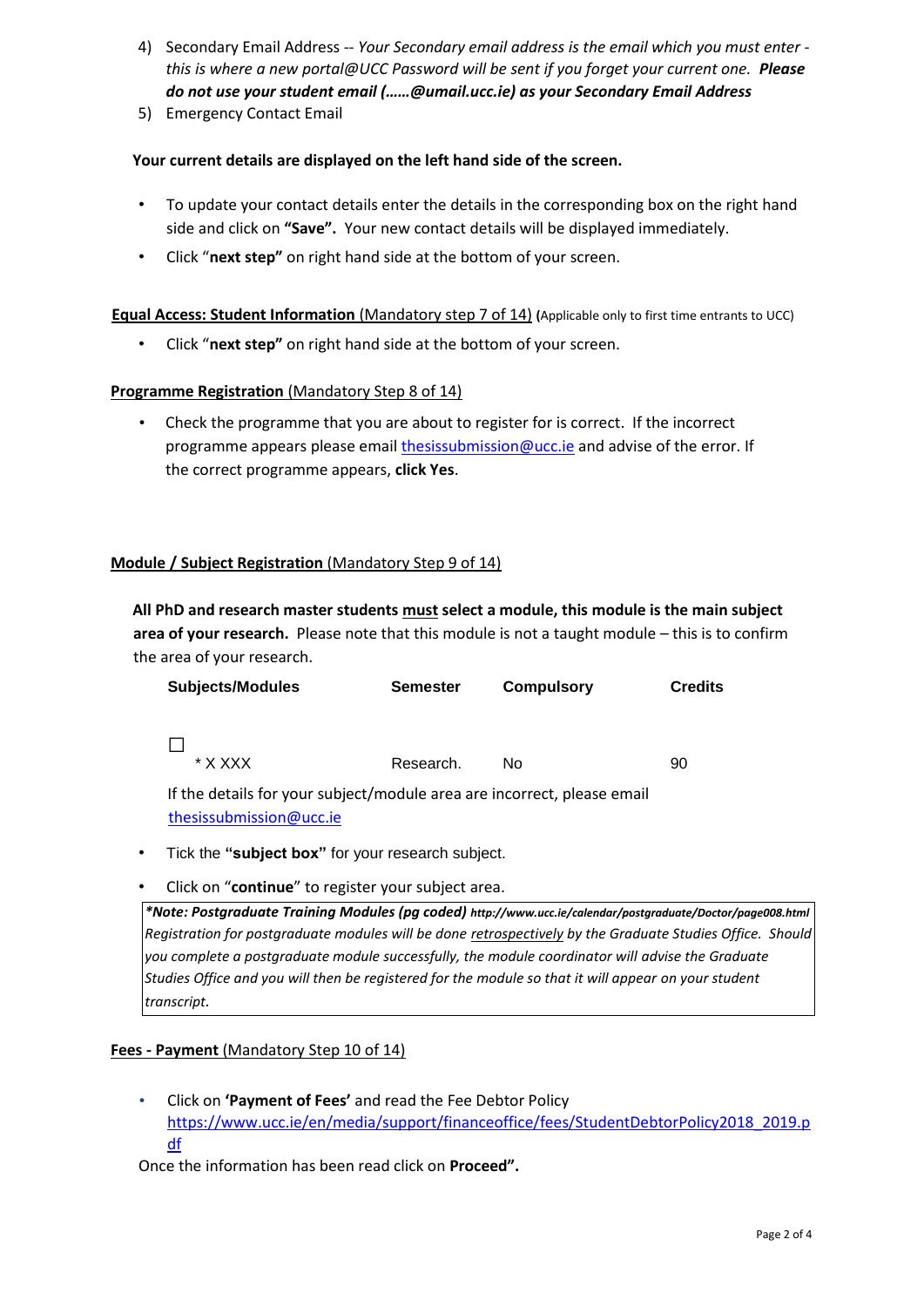4) Secondary Email Address -- *Your Secondary email address is the email which you must enter - this is where a new portal@UCC Password will be sent if you forget your current one.* ***Please do not use your student email (……@umail.ucc.ie) as your Secondary Email Address***
5) Emergency Contact Email

**Your current details are displayed on the left hand side of the screen.**

- To update your contact details enter the details in the corresponding box on the right hand side and click on **"Save".** Your new contact details will be displayed immediately.
- Click "**next step"** on right hand side at the bottom of your screen.

**Equal Access: Student Information** (Mandatory step 7 of 14) **(**Applicable only to first time entrants to UCC)

- Click "**next step"** on right hand side at the bottom of your screen.

**Programme Registration** (Mandatory Step 8 of 14)

- Check the programme that you are about to register for is correct. If the incorrect programme appears please email thesissubmission@ucc.ie and advise of the error. If the correct programme appears, **click Yes**.

**Module / Subject Registration** (Mandatory Step 9 of 14)

**All PhD and research master students must select a module, this module is the main subject area of your research.** Please note that this module is not a taught module – this is to confirm the area of your research.

| Subjects/Modules | Semester | Compulsory | Credits |
|---|---|---|---|
| ☐ * X XXX | Research. | No | 90 |

If the details for your subject/module area are incorrect, please email thesissubmission@ucc.ie

- Tick the **"subject box"** for your research subject.
- Click on "**continue**" to register your subject area.

> ***Note: Postgraduate Training Modules (pg coded)** http://www.ucc.ie/calendar/postgraduate/Doctor/page008.html*
> *Registration for postgraduate modules will be done retrospectively by the Graduate Studies Office. Should you complete a postgraduate module successfully, the module coordinator will advise the Graduate Studies Office and you will then be registered for the module so that it will appear on your student transcript.*

**Fees - Payment** (Mandatory Step 10 of 14)

- Click on **'Payment of Fees'** and read the Fee Debtor Policy https://www.ucc.ie/en/media/support/financeoffice/fees/StudentDebtorPolicy2018_2019.pdf

Once the information has been read click on **Proceed".**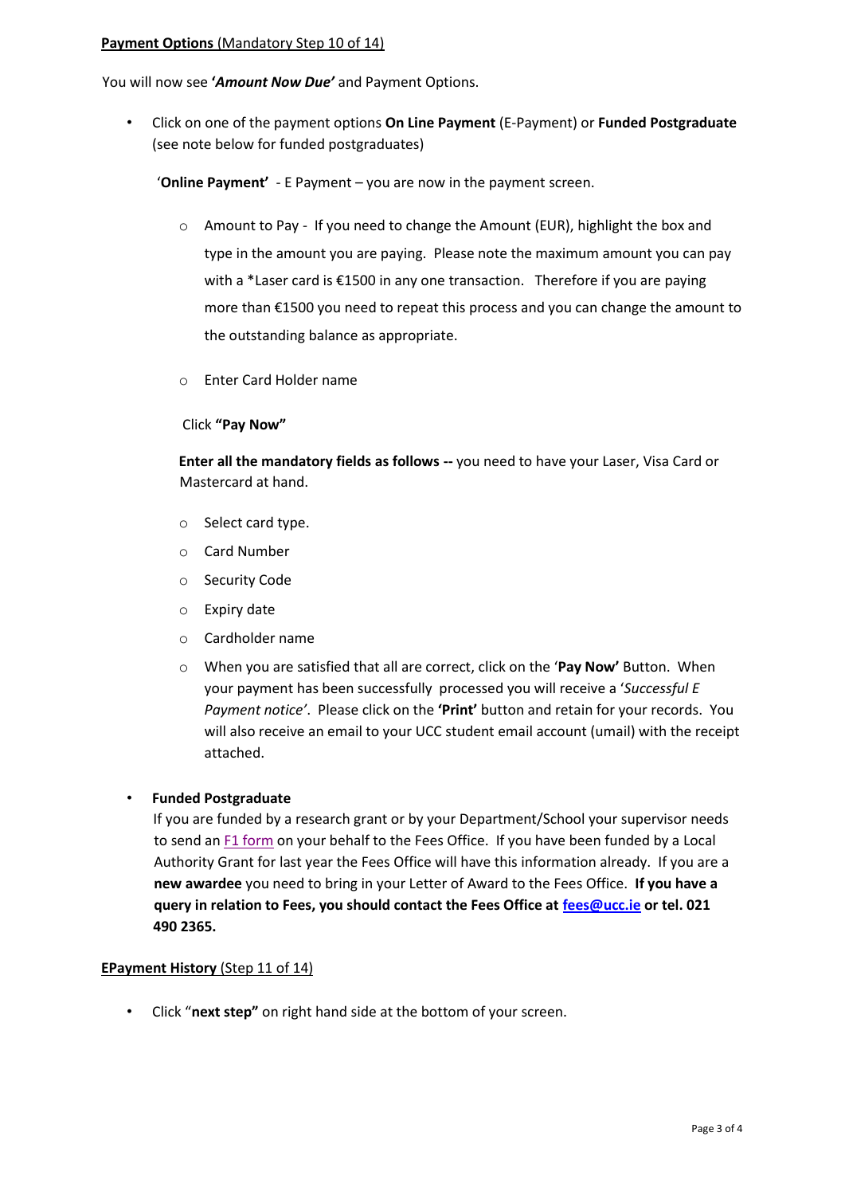**Payment Options** (Mandatory Step 10 of 14)

You will now see **'*Amount Now Due'*** and Payment Options.

- Click on one of the payment options **On Line Payment** (E-Payment) or **Funded Postgraduate** (see note below for funded postgraduates)

  '**Online Payment'** - E Payment – you are now in the payment screen.

  - Amount to Pay - If you need to change the Amount (EUR), highlight the box and type in the amount you are paying. Please note the maximum amount you can pay with a *Laser card is €1500 in any one transaction. Therefore if you are paying more than €1500 you need to repeat this process and you can change the amount to the outstanding balance as appropriate.
  - Enter Card Holder name

  Click **"Pay Now"**

  **Enter all the mandatory fields as follows --** you need to have your Laser, Visa Card or Mastercard at hand.

  - Select card type.
  - Card Number
  - Security Code
  - Expiry date
  - Cardholder name
  - When you are satisfied that all are correct, click on the '**Pay Now'** Button. When your payment has been successfully processed you will receive a '*Successful E Payment notice'*. Please click on the **'Print'** button and retain for your records. You will also receive an email to your UCC student email account (umail) with the receipt attached.

- **Funded Postgraduate**
  If you are funded by a research grant or by your Department/School your supervisor needs to send an F1 form on your behalf to the Fees Office. If you have been funded by a Local Authority Grant for last year the Fees Office will have this information already. If you are a **new awardee** you need to bring in your Letter of Award to the Fees Office. **If you have a query in relation to Fees, you should contact the Fees Office at fees@ucc.ie or tel. 021 490 2365.**

**EPayment History** (Step 11 of 14)

- Click "**next step"** on right hand side at the bottom of your screen.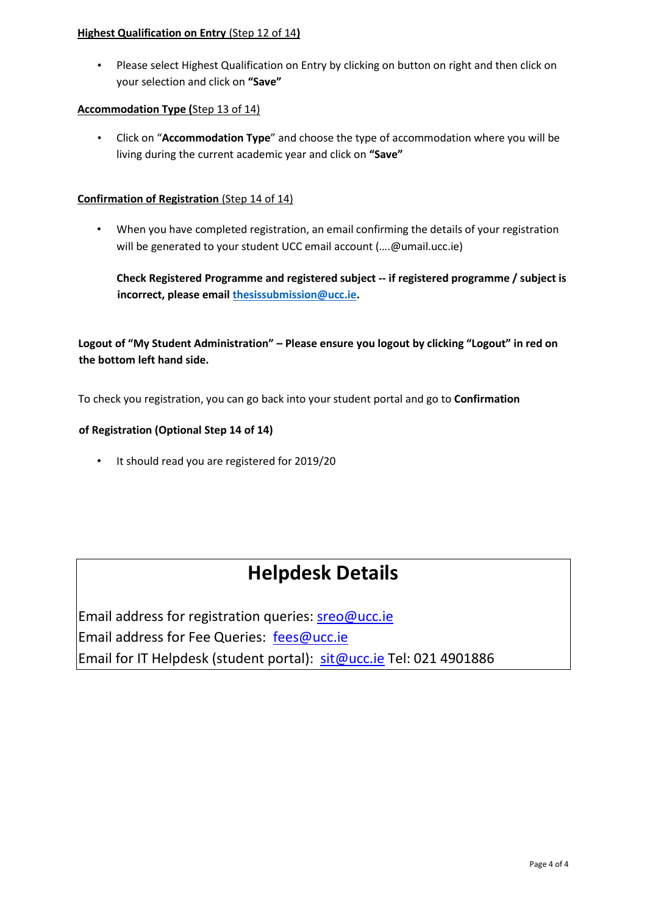**Highest Qualification on Entry** (Step 12 of 14)

- Please select Highest Qualification on Entry by clicking on button on right and then click on your selection and click on **"Save"**

**Accommodation Type** (Step 13 of 14)

- Click on "**Accommodation Type**" and choose the type of accommodation where you will be living during the current academic year and click on **"Save"**

**Confirmation of Registration** (Step 14 of 14)

- When you have completed registration, an email confirming the details of your registration will be generated to your student UCC email account (….@umail.ucc.ie)

  **Check Registered Programme and registered subject -- if registered programme / subject is incorrect, please email thesissubmission@ucc.ie.**

**Logout of "My Student Administration" – Please ensure you logout by clicking "Logout" in red on the bottom left hand side.**

To check you registration, you can go back into your student portal and go to **Confirmation of Registration (Optional Step 14 of 14)**

- It should read you are registered for 2019/20

## Helpdesk Details

Email address for registration queries: sreo@ucc.ie
Email address for Fee Queries: fees@ucc.ie
Email for IT Helpdesk (student portal): sit@ucc.ie Tel: 021 4901886